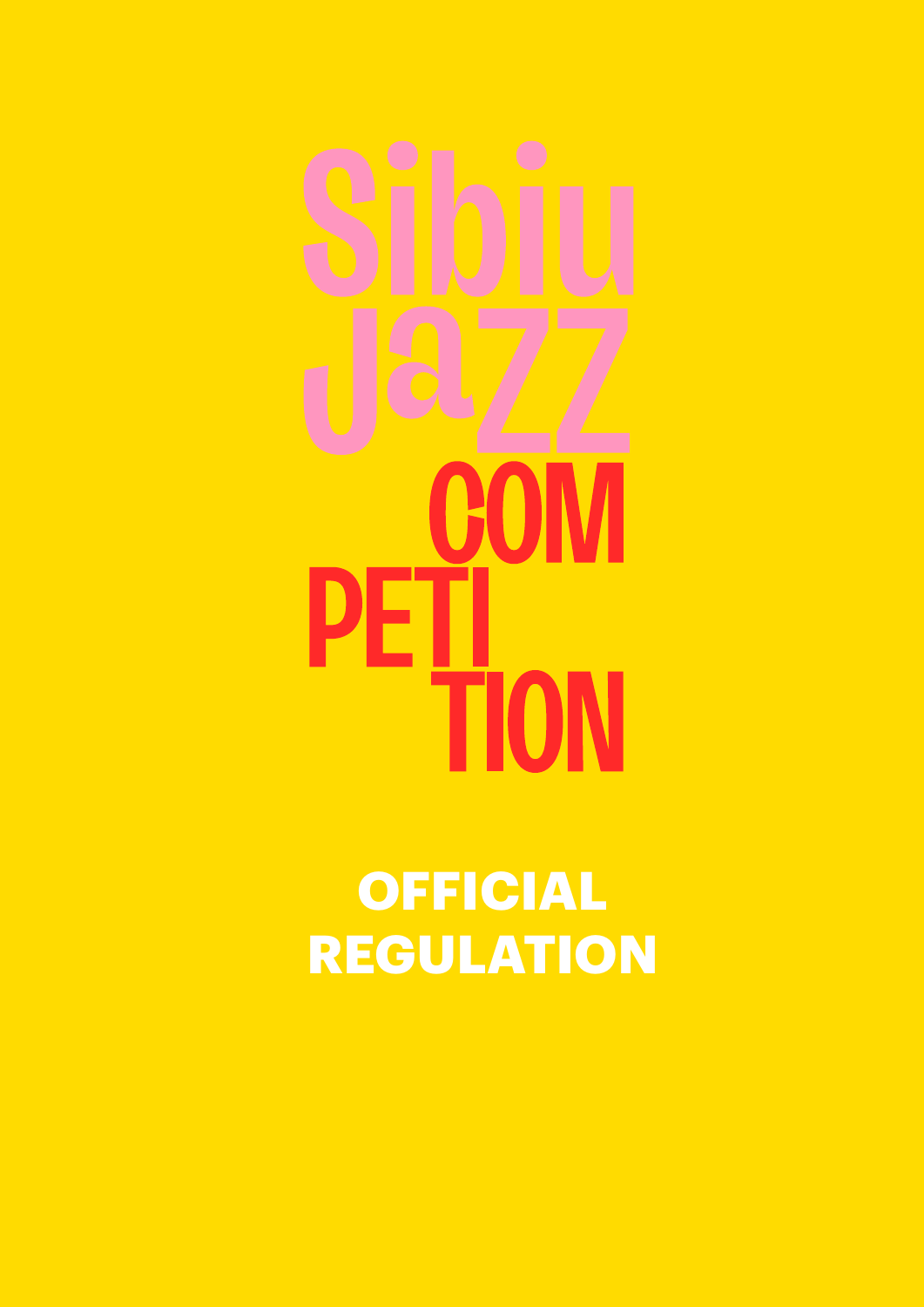# Sibiu Jazz Competition

## OFFICIAL REGULATION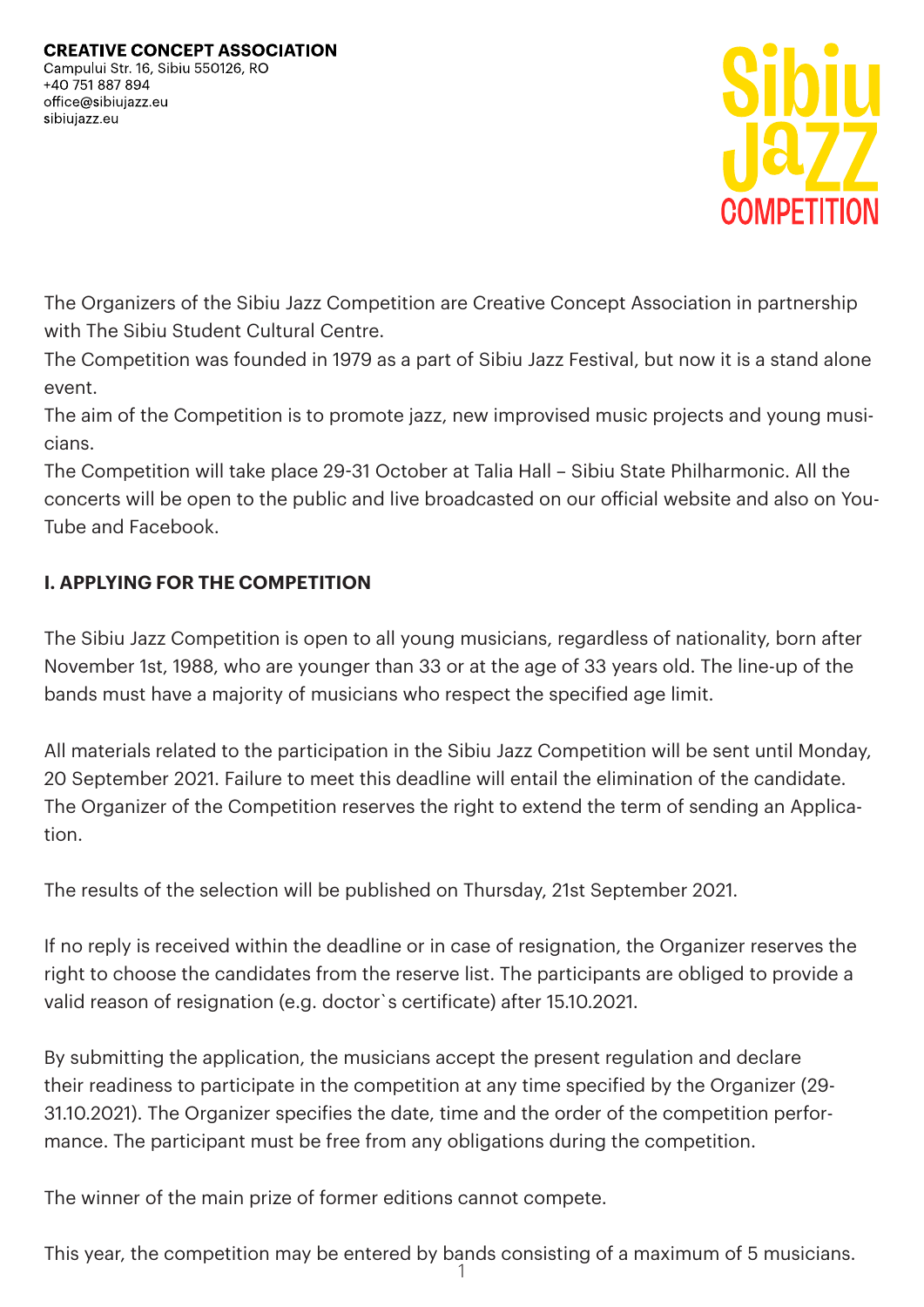**CREATIVE CONCEPT ASSOCIATION**
Campului Str. 16, Sibiu 550126, RO
+40 751 887 894
office@sibiujazz.eu
sibiujazz.eu

The Organizers of the Sibiu Jazz Competition are Creative Concept Association in partnership with The Sibiu Student Cultural Centre.
The Competition was founded in 1979 as a part of Sibiu Jazz Festival, but now it is a stand alone event.
The aim of the Competition is to promote jazz, new improvised music projects and young musicians.
The Competition will take place 29-31 October at Talia Hall – Sibiu State Philharmonic. All the concerts will be open to the public and live broadcasted on our official website and also on YouTube and Facebook.

## I. APPLYING FOR THE COMPETITION

The Sibiu Jazz Competition is open to all young musicians, regardless of nationality, born after November 1st, 1988, who are younger than 33 or at the age of 33 years old. The line-up of the bands must have a majority of musicians who respect the specified age limit.

All materials related to the participation in the Sibiu Jazz Competition will be sent until Monday, 20 September 2021. Failure to meet this deadline will entail the elimination of the candidate. The Organizer of the Competition reserves the right to extend the term of sending an Application.

The results of the selection will be published on Thursday, 21st September 2021.

If no reply is received within the deadline or in case of resignation, the Organizer reserves the right to choose the candidates from the reserve list. The participants are obliged to provide a valid reason of resignation (e.g. doctor`s certificate) after 15.10.2021.

By submitting the application, the musicians accept the present regulation and declare their readiness to participate in the competition at any time specified by the Organizer (29-31.10.2021). The Organizer specifies the date, time and the order of the competition performance. The participant must be free from any obligations during the competition.

The winner of the main prize of former editions cannot compete.

This year, the competition may be entered by bands consisting of a maximum of 5 musicians.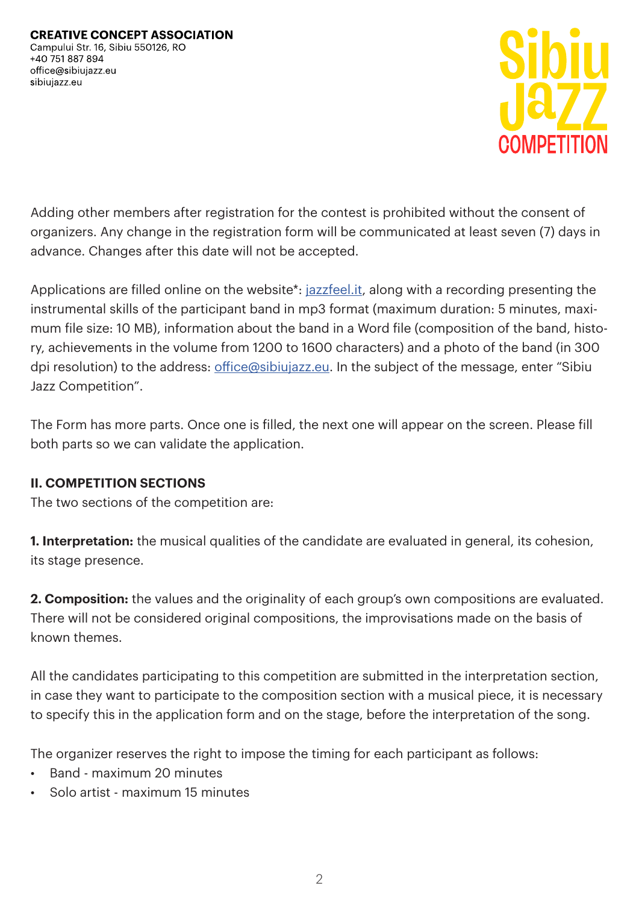Adding other members after registration for the contest is prohibited without the consent of organizers. Any change in the registration form will be communicated at least seven (7) days in advance. Changes after this date will not be accepted.

Applications are filled online on the website*: jazzfeel.it, along with a recording presenting the instrumental skills of the participant band in mp3 format (maximum duration: 5 minutes, maximum file size: 10 MB), information about the band in a Word file (composition of the band, history, achievements in the volume from 1200 to 1600 characters) and a photo of the band (in 300 dpi resolution) to the address: office@sibiujazz.eu. In the subject of the message, enter "Sibiu Jazz Competition".

The Form has more parts. Once one is filled, the next one will appear on the screen. Please fill both parts so we can validate the application.

## II. COMPETITION SECTIONS

The two sections of the competition are:

**1. Interpretation:** the musical qualities of the candidate are evaluated in general, its cohesion, its stage presence.

**2. Composition:** the values and the originality of each group's own compositions are evaluated. There will not be considered original compositions, the improvisations made on the basis of known themes.

All the candidates participating to this competition are submitted in the interpretation section, in case they want to participate to the composition section with a musical piece, it is necessary to specify this in the application form and on the stage, before the interpretation of the song.

The organizer reserves the right to impose the timing for each participant as follows:

- Band - maximum 20 minutes
- Solo artist - maximum 15 minutes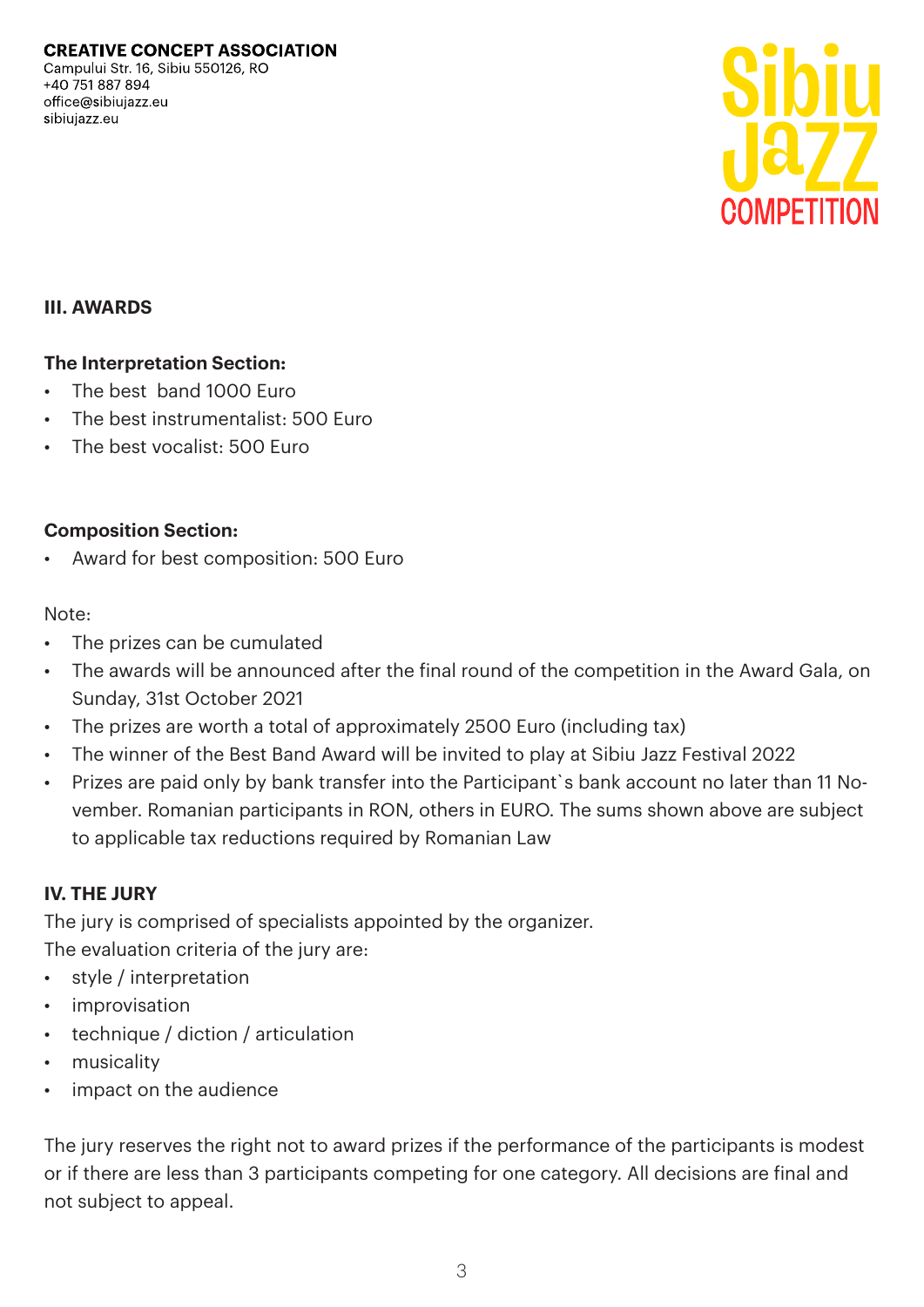**CREATIVE CONCEPT ASSOCIATION**
Campului Str. 16, Sibiu 550126, RO
+40 751 887 894
office@sibiujazz.eu
sibiujazz.eu

## III. AWARDS

**The Interpretation Section:**

- The best band 1000 Euro
- The best instrumentalist: 500 Euro
- The best vocalist: 500 Euro

**Composition Section:**

- Award for best composition: 500 Euro

Note:

- The prizes can be cumulated
- The awards will be announced after the final round of the competition in the Award Gala, on Sunday, 31st October 2021
- The prizes are worth a total of approximately 2500 Euro (including tax)
- The winner of the Best Band Award will be invited to play at Sibiu Jazz Festival 2022
- Prizes are paid only by bank transfer into the Participant`s bank account no later than 11 November. Romanian participants in RON, others in EURO. The sums shown above are subject to applicable tax reductions required by Romanian Law

## IV. THE JURY

The jury is comprised of specialists appointed by the organizer.
The evaluation criteria of the jury are:

- style / interpretation
- improvisation
- technique / diction / articulation
- musicality
- impact on the audience

The jury reserves the right not to award prizes if the performance of the participants is modest or if there are less than 3 participants competing for one category. All decisions are final and not subject to appeal.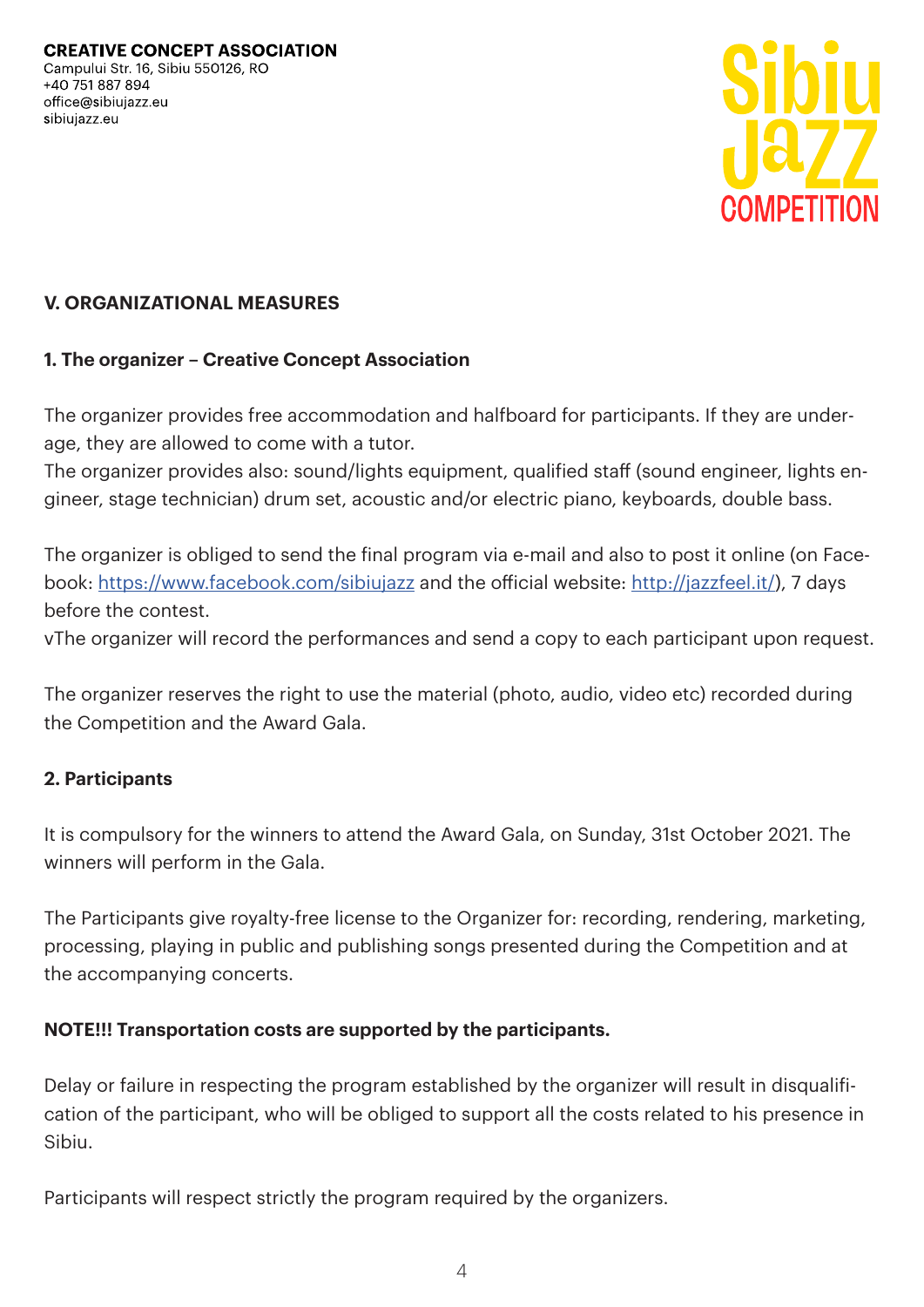**CREATIVE CONCEPT ASSOCIATION**
Campului Str. 16, Sibiu 550126, RO
+40 751 887 894
office@sibiujazz.eu
sibiujazz.eu

Sibiu Jazz COMPETITION

## V. ORGANIZATIONAL MEASURES

### 1. The organizer – Creative Concept Association

The organizer provides free accommodation and halfboard for participants. If they are underage, they are allowed to come with a tutor.
The organizer provides also: sound/lights equipment, qualified staff (sound engineer, lights engineer, stage technician) drum set, acoustic and/or electric piano, keyboards, double bass.

The organizer is obliged to send the final program via e-mail and also to post it online (on Facebook: https://www.facebook.com/sibiujazz and the official website: http://jazzfeel.it/), 7 days before the contest.
vThe organizer will record the performances and send a copy to each participant upon request.

The organizer reserves the right to use the material (photo, audio, video etc) recorded during the Competition and the Award Gala.

### 2. Participants

It is compulsory for the winners to attend the Award Gala, on Sunday, 31st October 2021. The winners will perform in the Gala.

The Participants give royalty-free license to the Organizer for: recording, rendering, marketing, processing, playing in public and publishing songs presented during the Competition and at the accompanying concerts.

**NOTE!!! Transportation costs are supported by the participants.**

Delay or failure in respecting the program established by the organizer will result in disqualification of the participant, who will be obliged to support all the costs related to his presence in Sibiu.

Participants will respect strictly the program required by the organizers.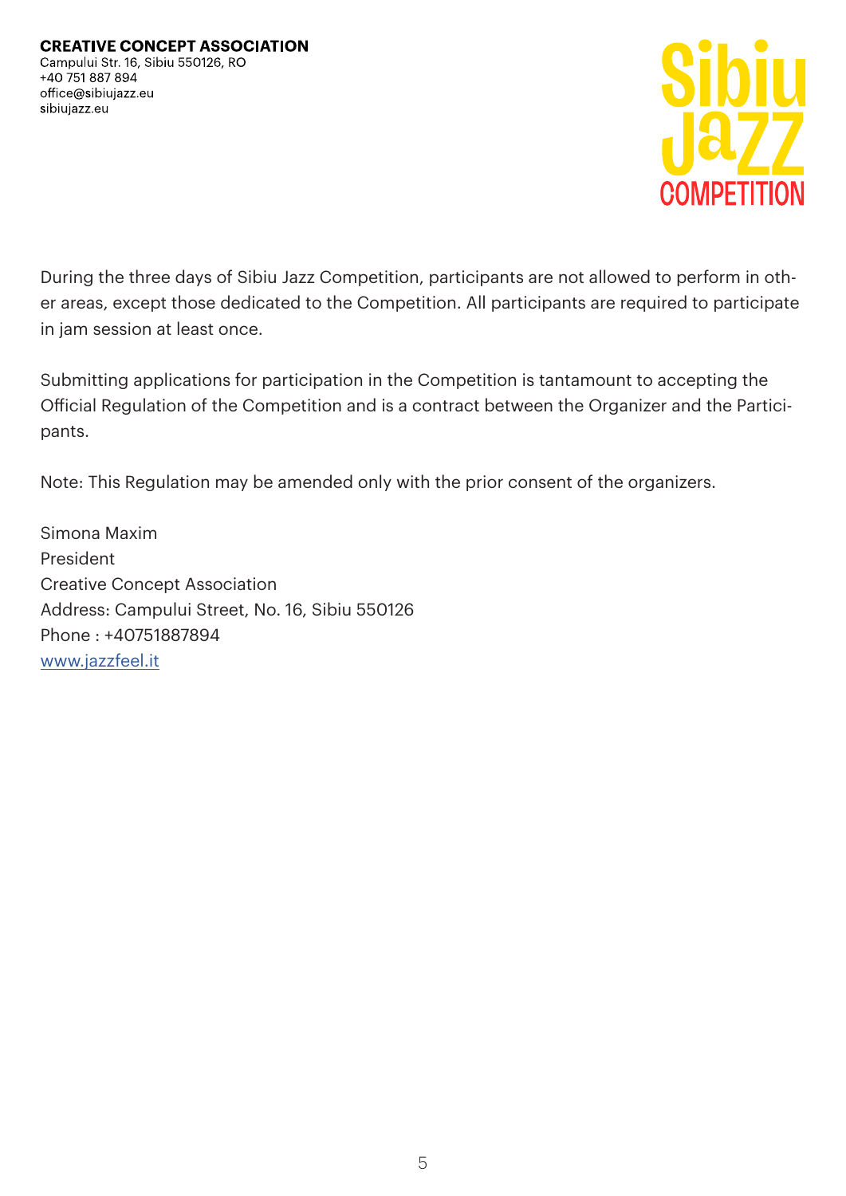During the three days of Sibiu Jazz Competition, participants are not allowed to perform in other areas, except those dedicated to the Competition. All participants are required to participate in jam session at least once.

Submitting applications for participation in the Competition is tantamount to accepting the Official Regulation of the Competition and is a contract between the Organizer and the Participants.

Note: This Regulation may be amended only with the prior consent of the organizers.

Simona Maxim  
President  
Creative Concept Association  
Address: Campului Street, No. 16, Sibiu 550126  
Phone : +40751887894  
www.jazzfeel.it